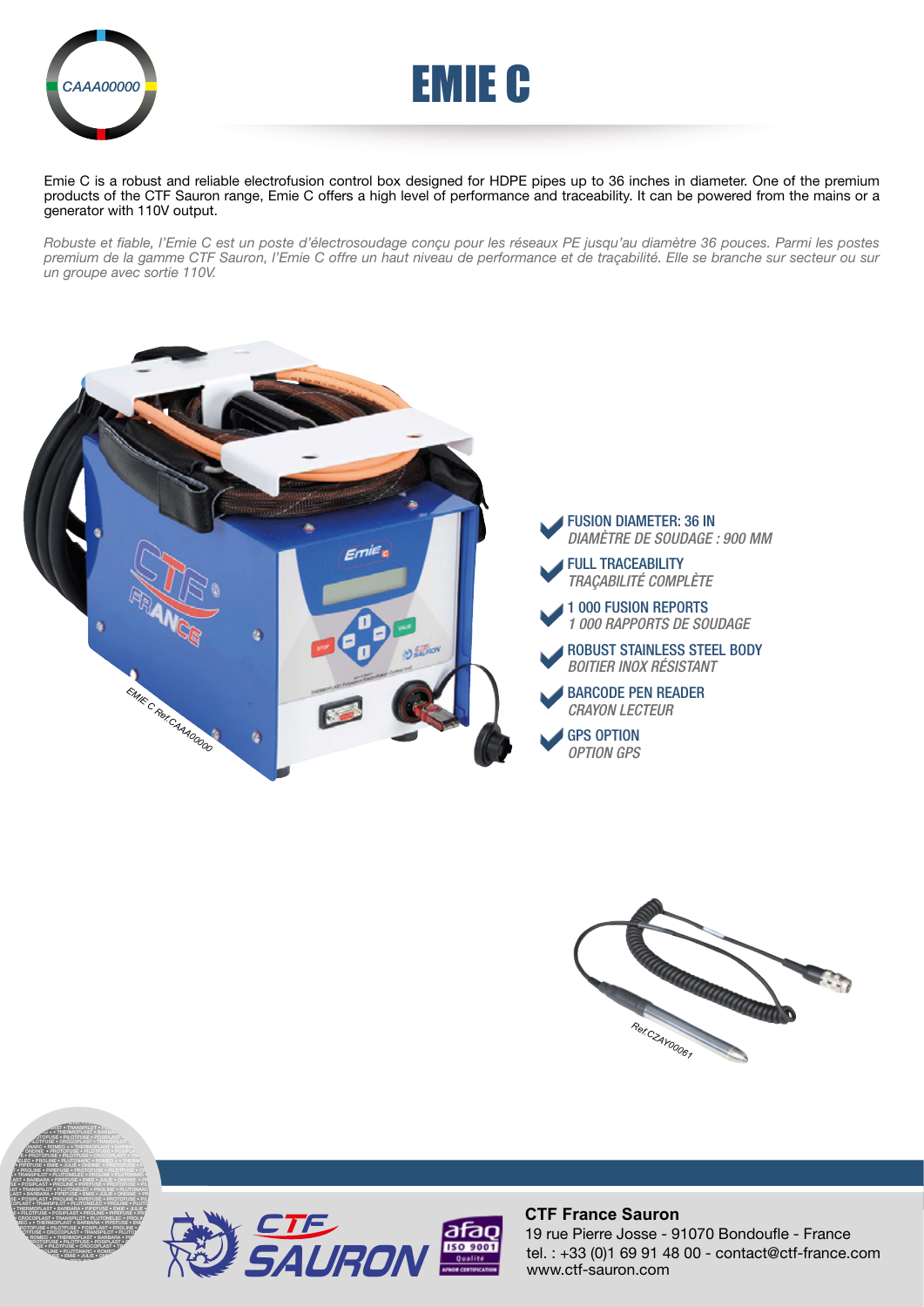CAAA00000

# EMIE C

Emie C is a robust and reliable electrofusion control box designed for HDPE pipes up to 36 inches in diameter. One of the premium products of the CTF Sauron range, Emie C offers a high level of performance and traceability. It can be powered from the mains or a generator with 110V output.

*Robuste et fiable, l'Emie C est un poste d'électrosoudage conçu pour les réseaux PE jusqu'au diamètre 36 pouces. Parmi les postes premium de la gamme CTF Sauron, l'Emie C offre un haut niveau de performance et de traçabilité. Elle se branche sur secteur ou sur un groupe avec sortie 110V.*

EMIE C Ref.CAAA00000

- **FUSION DIAMETER: 36 IN**
  *DIAMÈTRE DE SOUDAGE : 900 MM*
- **FULL TRACEABILITY**
  *TRAÇABILITÉ COMPLÈTE*
- **1 000 FUSION REPORTS**
  *1 000 RAPPORTS DE SOUDAGE*
- **ROBUST STAINLESS STEEL BODY**
  *BOITIER INOX RÉSISTANT*
- **BARCODE PEN READER**
  *CRAYON LECTEUR*
- **GPS OPTION**
  *OPTION GPS*

Ref.CZAY00061

**CTF France Sauron**
19 rue Pierre Josse - 91070 Bondoufle - France
tel. : +33 (0)1 69 91 48 00 - contact@ctf-france.com
www.ctf-sauron.com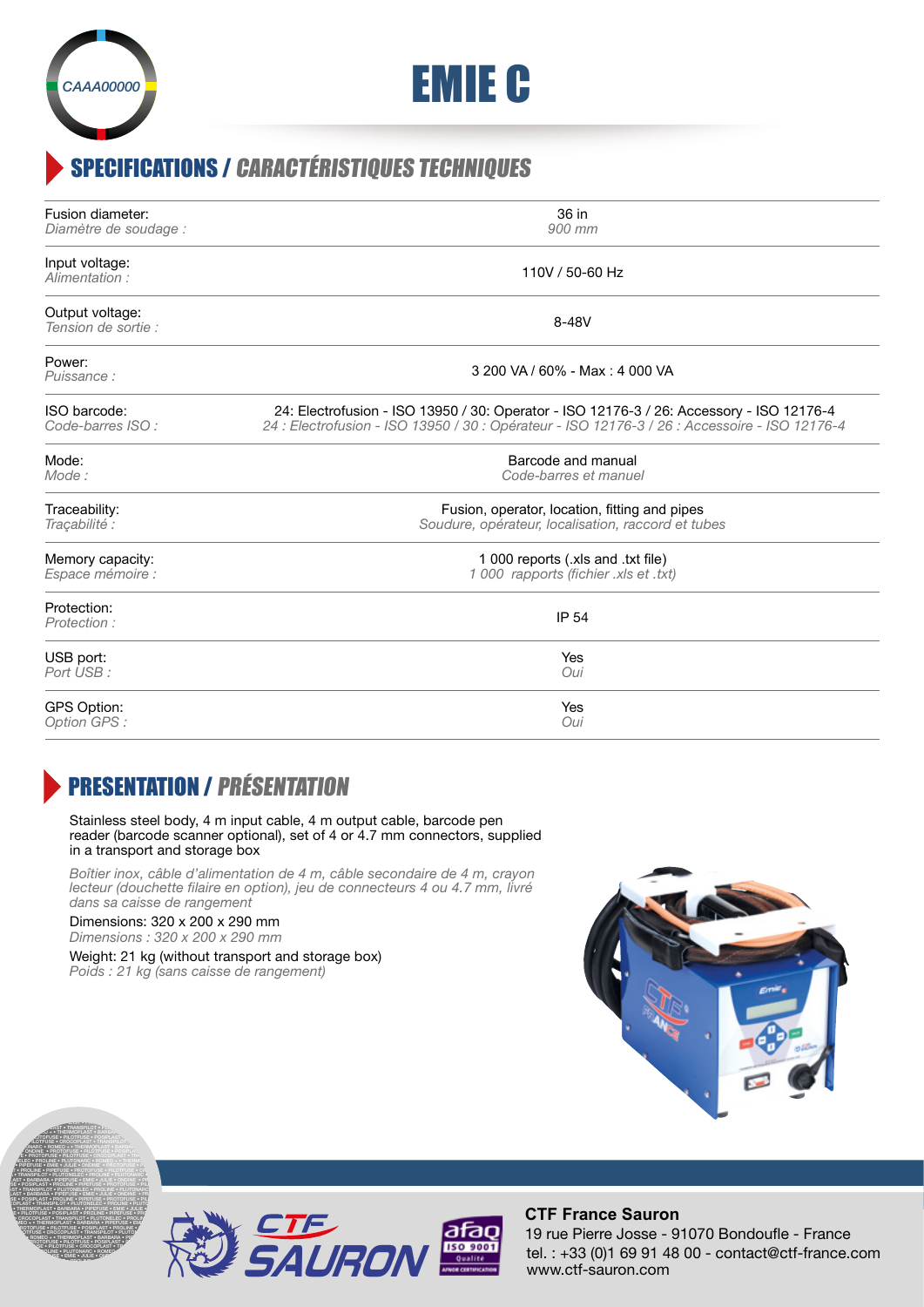CAAA00000

# EMIE C

## SPECIFICATIONS / *CARACTÉRISTIQUES TECHNIQUES*

| | |
|---|---|
| Fusion diameter:<br>*Diamètre de soudage :* | 36 in<br>*900 mm* |
| Input voltage:<br>*Alimentation :* | 110V / 50-60 Hz |
| Output voltage:<br>*Tension de sortie :* | 8-48V |
| Power:<br>*Puissance :* | 3 200 VA / 60% - Max : 4 000 VA |
| ISO barcode:<br>*Code-barres ISO :* | 24: Electrofusion - ISO 13950 / 30: Operator - ISO 12176-3 / 26: Accessory - ISO 12176-4<br>*24 : Electrofusion - ISO 13950 / 30 : Opérateur - ISO 12176-3 / 26 : Accessoire - ISO 12176-4* |
| Mode:<br>*Mode :* | Barcode and manual<br>*Code-barres et manuel* |
| Traceability:<br>*Traçabilité :* | Fusion, operator, location, fitting and pipes<br>*Soudure, opérateur, localisation, raccord et tubes* |
| Memory capacity:<br>*Espace mémoire :* | 1 000 reports (.xls and .txt file)<br>*1 000 rapports (fichier .xls et .txt)* |
| Protection:<br>*Protection :* | IP 54 |
| USB port:<br>*Port USB :* | Yes<br>*Oui* |
| GPS Option:<br>*Option GPS :* | Yes<br>*Oui* |

## PRESENTATION / *PRÉSENTATION*

Stainless steel body, 4 m input cable, 4 m output cable, barcode pen reader (barcode scanner optional), set of 4 or 4.7 mm connectors, supplied in a transport and storage box

*Boîtier inox, câble d'alimentation de 4 m, câble secondaire de 4 m, crayon lecteur (douchette filaire en option), jeu de connecteurs 4 ou 4.7 mm, livré dans sa caisse de rangement*

Dimensions: 320 x 200 x 290 mm
*Dimensions : 320 x 200 x 290 mm*

Weight: 21 kg (without transport and storage box)
*Poids : 21 kg (sans caisse de rangement)*

**CTF France Sauron**
19 rue Pierre Josse - 91070 Bondoufle - France
tel. : +33 (0)1 69 91 48 00 - contact@ctf-france.com
www.ctf-sauron.com